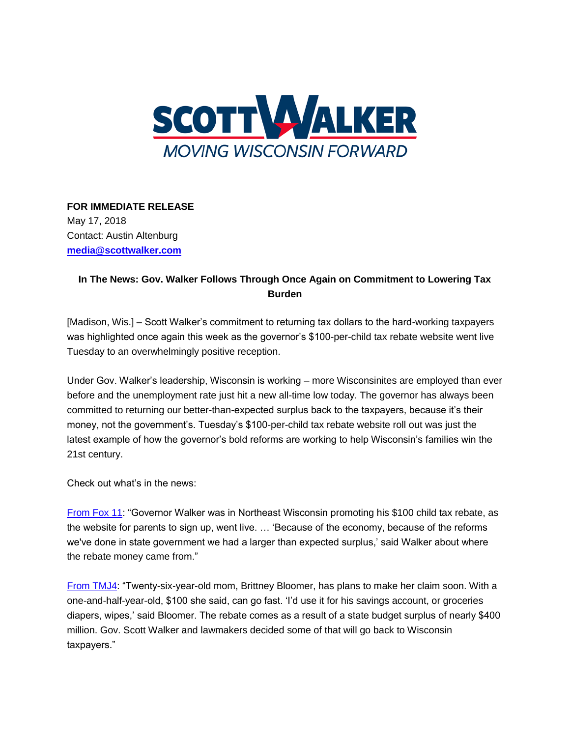SCOTT WALKER

MOVING WISCONSIN FORWARD

**FOR IMMEDIATE RELEASE**
May 17, 2018
Contact: Austin Altenburg
**media@scottwalker.com**

**In The News: Gov. Walker Follows Through Once Again on Commitment to Lowering Tax Burden**

[Madison, Wis.] – Scott Walker's commitment to returning tax dollars to the hard-working taxpayers was highlighted once again this week as the governor's $100-per-child tax rebate website went live Tuesday to an overwhelmingly positive reception.

Under Gov. Walker's leadership, Wisconsin is working – more Wisconsinites are employed than ever before and the unemployment rate just hit a new all-time low today. The governor has always been committed to returning our better-than-expected surplus back to the taxpayers, because it's their money, not the government's. Tuesday's $100-per-child tax rebate website roll out was just the latest example of how the governor's bold reforms are working to help Wisconsin's families win the 21st century.

Check out what's in the news:

From Fox 11: "Governor Walker was in Northeast Wisconsin promoting his $100 child tax rebate, as the website for parents to sign up, went live. … 'Because of the economy, because of the reforms we've done in state government we had a larger than expected surplus,' said Walker about where the rebate money came from."

From TMJ4: "Twenty-six-year-old mom, Brittney Bloomer, has plans to make her claim soon. With a one-and-half-year-old, $100 she said, can go fast. 'I'd use it for his savings account, or groceries diapers, wipes,' said Bloomer. The rebate comes as a result of a state budget surplus of nearly $400 million. Gov. Scott Walker and lawmakers decided some of that will go back to Wisconsin taxpayers."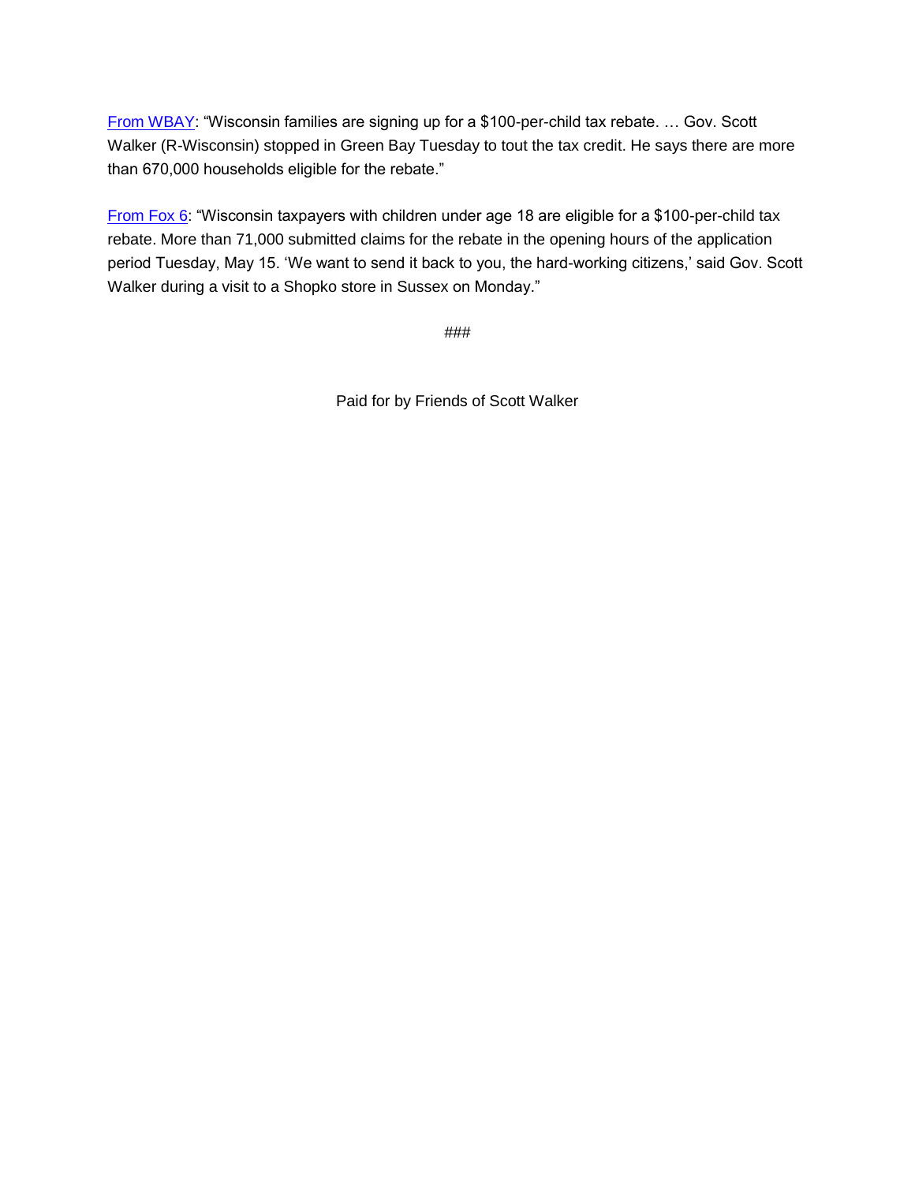[From WBAY]: “Wisconsin families are signing up for a $100-per-child tax rebate. … Gov. Scott Walker (R-Wisconsin) stopped in Green Bay Tuesday to tout the tax credit. He says there are more than 670,000 households eligible for the rebate.”

[From Fox 6]: “Wisconsin taxpayers with children under age 18 are eligible for a $100-per-child tax rebate. More than 71,000 submitted claims for the rebate in the opening hours of the application period Tuesday, May 15. ‘We want to send it back to you, the hard-working citizens,’ said Gov. Scott Walker during a visit to a Shopko store in Sussex on Monday.”

###

Paid for by Friends of Scott Walker